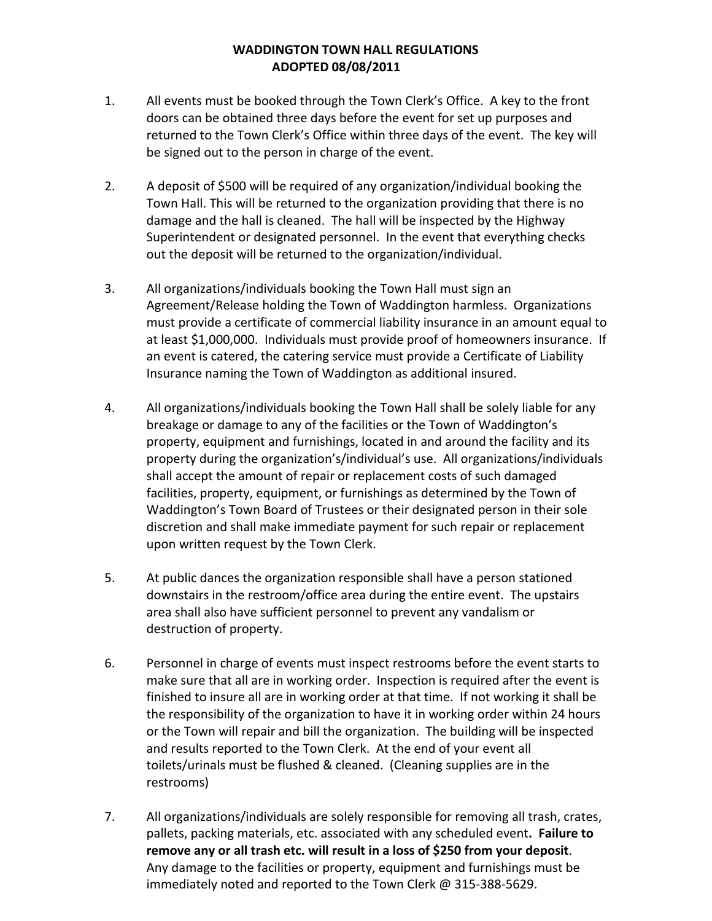# WADDINGTON TOWN HALL REGULATIONS
## ADOPTED 08/08/2011

1. All events must be booked through the Town Clerk's Office. A key to the front doors can be obtained three days before the event for set up purposes and returned to the Town Clerk's Office within three days of the event. The key will be signed out to the person in charge of the event.

2. A deposit of $500 will be required of any organization/individual booking the Town Hall. This will be returned to the organization providing that there is no damage and the hall is cleaned. The hall will be inspected by the Highway Superintendent or designated personnel. In the event that everything checks out the deposit will be returned to the organization/individual.

3. All organizations/individuals booking the Town Hall must sign an Agreement/Release holding the Town of Waddington harmless. Organizations must provide a certificate of commercial liability insurance in an amount equal to at least $1,000,000. Individuals must provide proof of homeowners insurance. If an event is catered, the catering service must provide a Certificate of Liability Insurance naming the Town of Waddington as additional insured.

4. All organizations/individuals booking the Town Hall shall be solely liable for any breakage or damage to any of the facilities or the Town of Waddington's property, equipment and furnishings, located in and around the facility and its property during the organization's/individual's use. All organizations/individuals shall accept the amount of repair or replacement costs of such damaged facilities, property, equipment, or furnishings as determined by the Town of Waddington's Town Board of Trustees or their designated person in their sole discretion and shall make immediate payment for such repair or replacement upon written request by the Town Clerk.

5. At public dances the organization responsible shall have a person stationed downstairs in the restroom/office area during the entire event. The upstairs area shall also have sufficient personnel to prevent any vandalism or destruction of property.

6. Personnel in charge of events must inspect restrooms before the event starts to make sure that all are in working order. Inspection is required after the event is finished to insure all are in working order at that time. If not working it shall be the responsibility of the organization to have it in working order within 24 hours or the Town will repair and bill the organization. The building will be inspected and results reported to the Town Clerk. At the end of your event all toilets/urinals must be flushed & cleaned. (Cleaning supplies are in the restrooms)

7. All organizations/individuals are solely responsible for removing all trash, crates, pallets, packing materials, etc. associated with any scheduled event**. Failure to remove any or all trash etc. will result in a loss of $250 from your deposit**. Any damage to the facilities or property, equipment and furnishings must be immediately noted and reported to the Town Clerk @ 315-388-5629.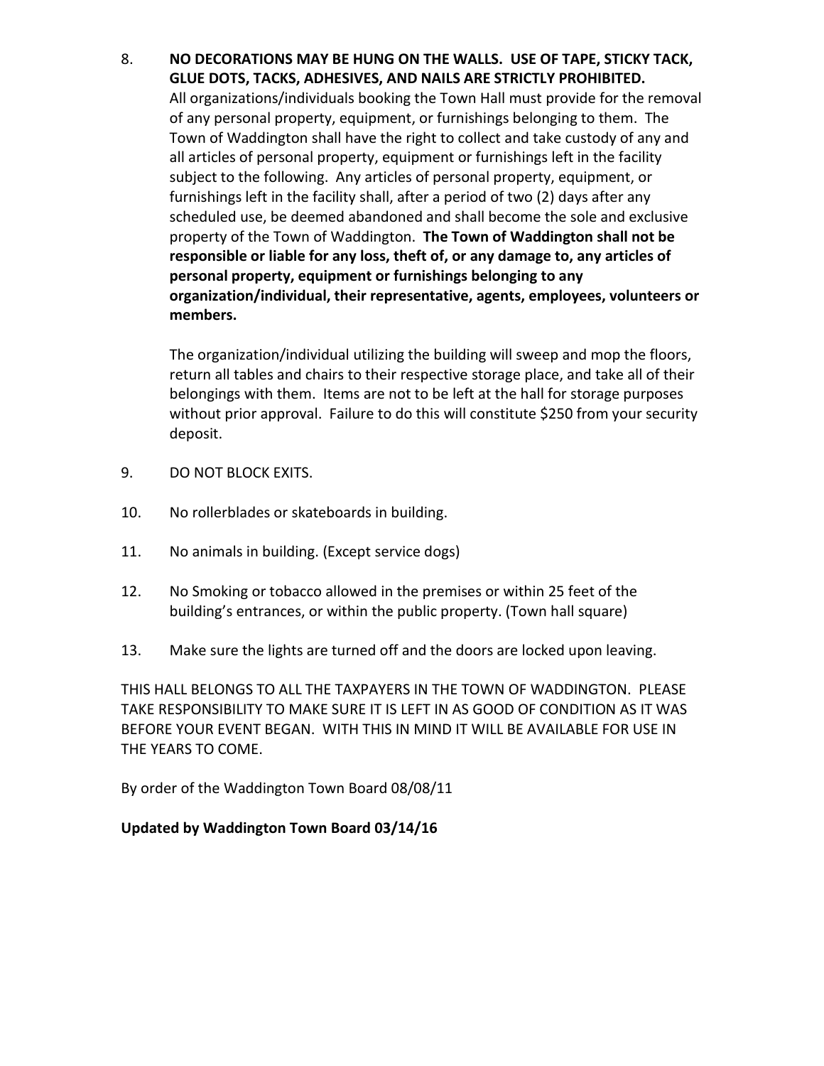8. **NO DECORATIONS MAY BE HUNG ON THE WALLS. USE OF TAPE, STICKY TACK, GLUE DOTS, TACKS, ADHESIVES, AND NAILS ARE STRICTLY PROHIBITED.** All organizations/individuals booking the Town Hall must provide for the removal of any personal property, equipment, or furnishings belonging to them. The Town of Waddington shall have the right to collect and take custody of any and all articles of personal property, equipment or furnishings left in the facility subject to the following. Any articles of personal property, equipment, or furnishings left in the facility shall, after a period of two (2) days after any scheduled use, be deemed abandoned and shall become the sole and exclusive property of the Town of Waddington. **The Town of Waddington shall not be responsible or liable for any loss, theft of, or any damage to, any articles of personal property, equipment or furnishings belonging to any organization/individual, their representative, agents, employees, volunteers or members.**

   The organization/individual utilizing the building will sweep and mop the floors, return all tables and chairs to their respective storage place, and take all of their belongings with them. Items are not to be left at the hall for storage purposes without prior approval. Failure to do this will constitute $250 from your security deposit.

9. DO NOT BLOCK EXITS.

10. No rollerblades or skateboards in building.

11. No animals in building. (Except service dogs)

12. No Smoking or tobacco allowed in the premises or within 25 feet of the building's entrances, or within the public property. (Town hall square)

13. Make sure the lights are turned off and the doors are locked upon leaving.

THIS HALL BELONGS TO ALL THE TAXPAYERS IN THE TOWN OF WADDINGTON. PLEASE TAKE RESPONSIBILITY TO MAKE SURE IT IS LEFT IN AS GOOD OF CONDITION AS IT WAS BEFORE YOUR EVENT BEGAN. WITH THIS IN MIND IT WILL BE AVAILABLE FOR USE IN THE YEARS TO COME.

By order of the Waddington Town Board 08/08/11

**Updated by Waddington Town Board 03/14/16**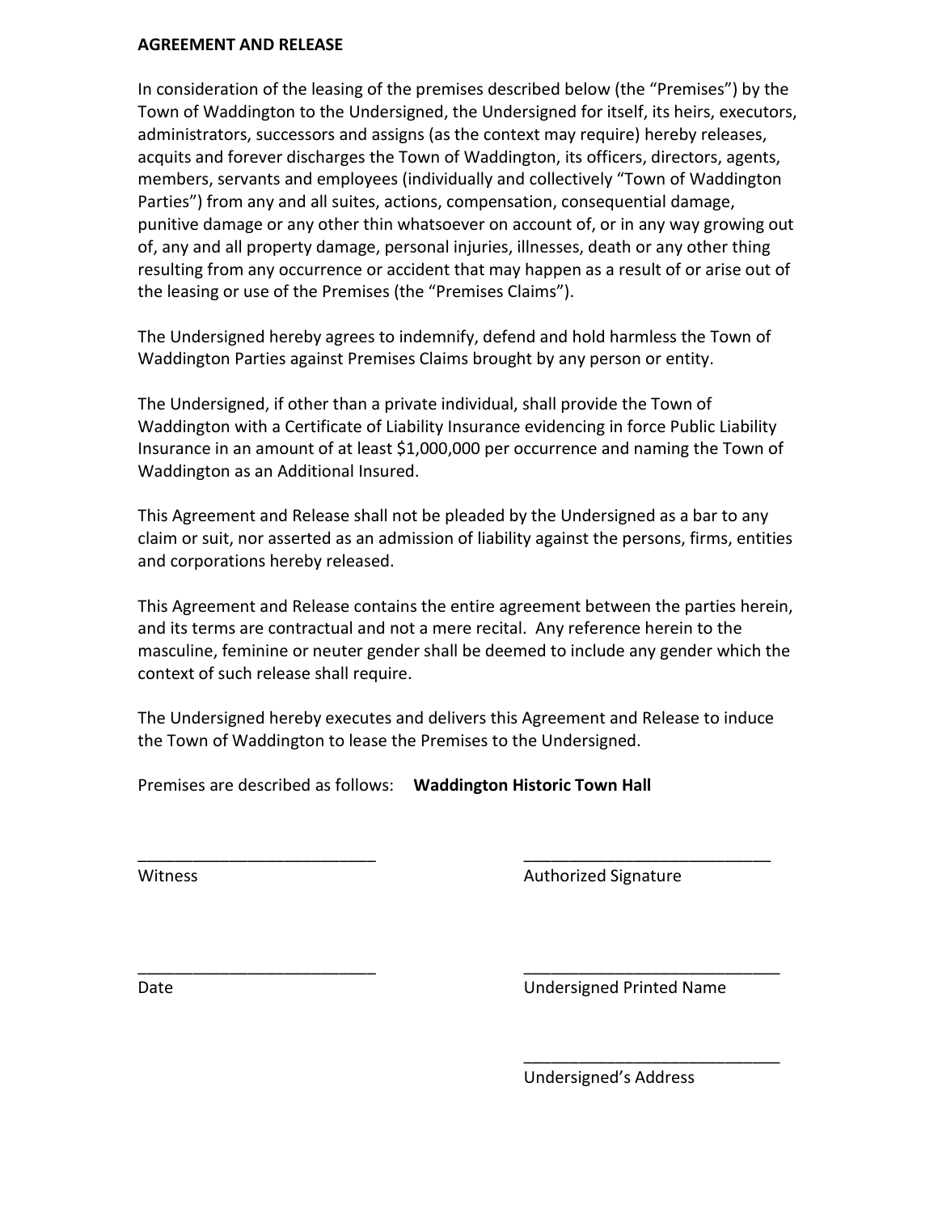**AGREEMENT AND RELEASE**

In consideration of the leasing of the premises described below (the "Premises") by the Town of Waddington to the Undersigned, the Undersigned for itself, its heirs, executors, administrators, successors and assigns (as the context may require) hereby releases, acquits and forever discharges the Town of Waddington, its officers, directors, agents, members, servants and employees (individually and collectively "Town of Waddington Parties") from any and all suites, actions, compensation, consequential damage, punitive damage or any other thin whatsoever on account of, or in any way growing out of, any and all property damage, personal injuries, illnesses, death or any other thing resulting from any occurrence or accident that may happen as a result of or arise out of the leasing or use of the Premises (the "Premises Claims").

The Undersigned hereby agrees to indemnify, defend and hold harmless the Town of Waddington Parties against Premises Claims brought by any person or entity.

The Undersigned, if other than a private individual, shall provide the Town of Waddington with a Certificate of Liability Insurance evidencing in force Public Liability Insurance in an amount of at least $1,000,000 per occurrence and naming the Town of Waddington as an Additional Insured.

This Agreement and Release shall not be pleaded by the Undersigned as a bar to any claim or suit, nor asserted as an admission of liability against the persons, firms, entities and corporations hereby released.

This Agreement and Release contains the entire agreement between the parties herein, and its terms are contractual and not a mere recital. Any reference herein to the masculine, feminine or neuter gender shall be deemed to include any gender which the context of such release shall require.

The Undersigned hereby executes and delivers this Agreement and Release to induce the Town of Waddington to lease the Premises to the Undersigned.

Premises are described as follows: **Waddington Historic Town Hall**

___________________________ ___________________________
Witness Authorized Signature

___________________________ ___________________________
Date Undersigned Printed Name

___________________________
Undersigned's Address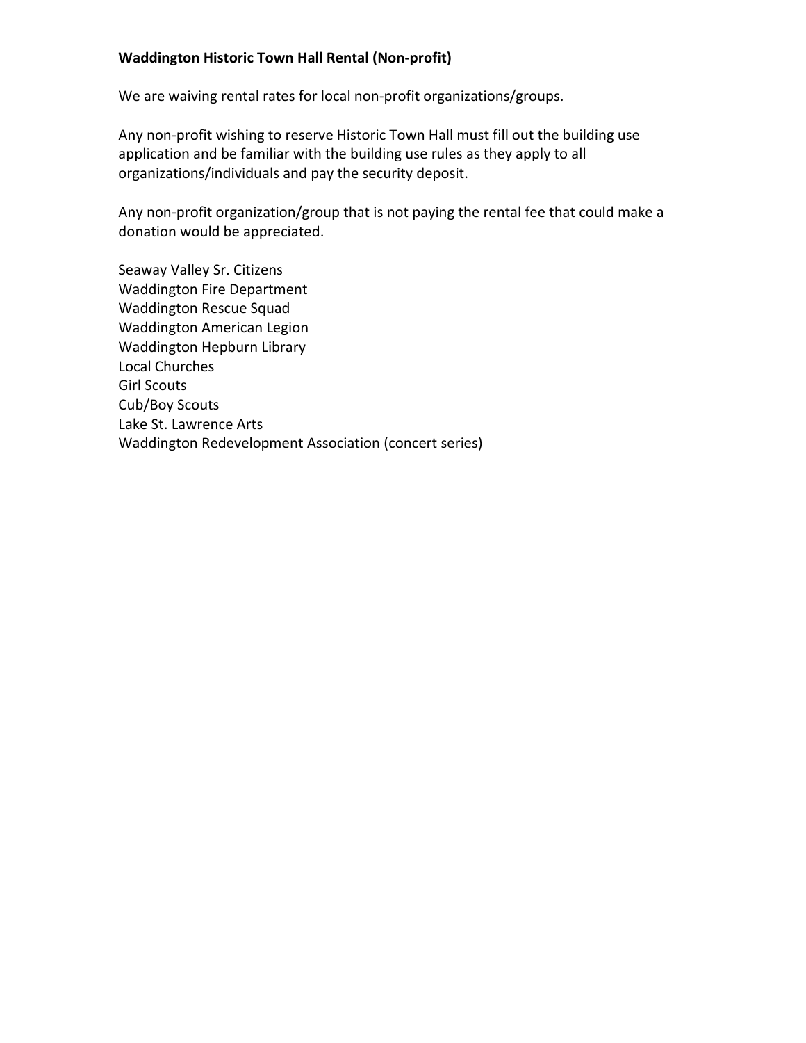**Waddington Historic Town Hall Rental (Non-profit)**

We are waiving rental rates for local non-profit organizations/groups.

Any non-profit wishing to reserve Historic Town Hall must fill out the building use application and be familiar with the building use rules as they apply to all organizations/individuals and pay the security deposit.

Any non-profit organization/group that is not paying the rental fee that could make a donation would be appreciated.

Seaway Valley Sr. Citizens
Waddington Fire Department
Waddington Rescue Squad
Waddington American Legion
Waddington Hepburn Library
Local Churches
Girl Scouts
Cub/Boy Scouts
Lake St. Lawrence Arts
Waddington Redevelopment Association (concert series)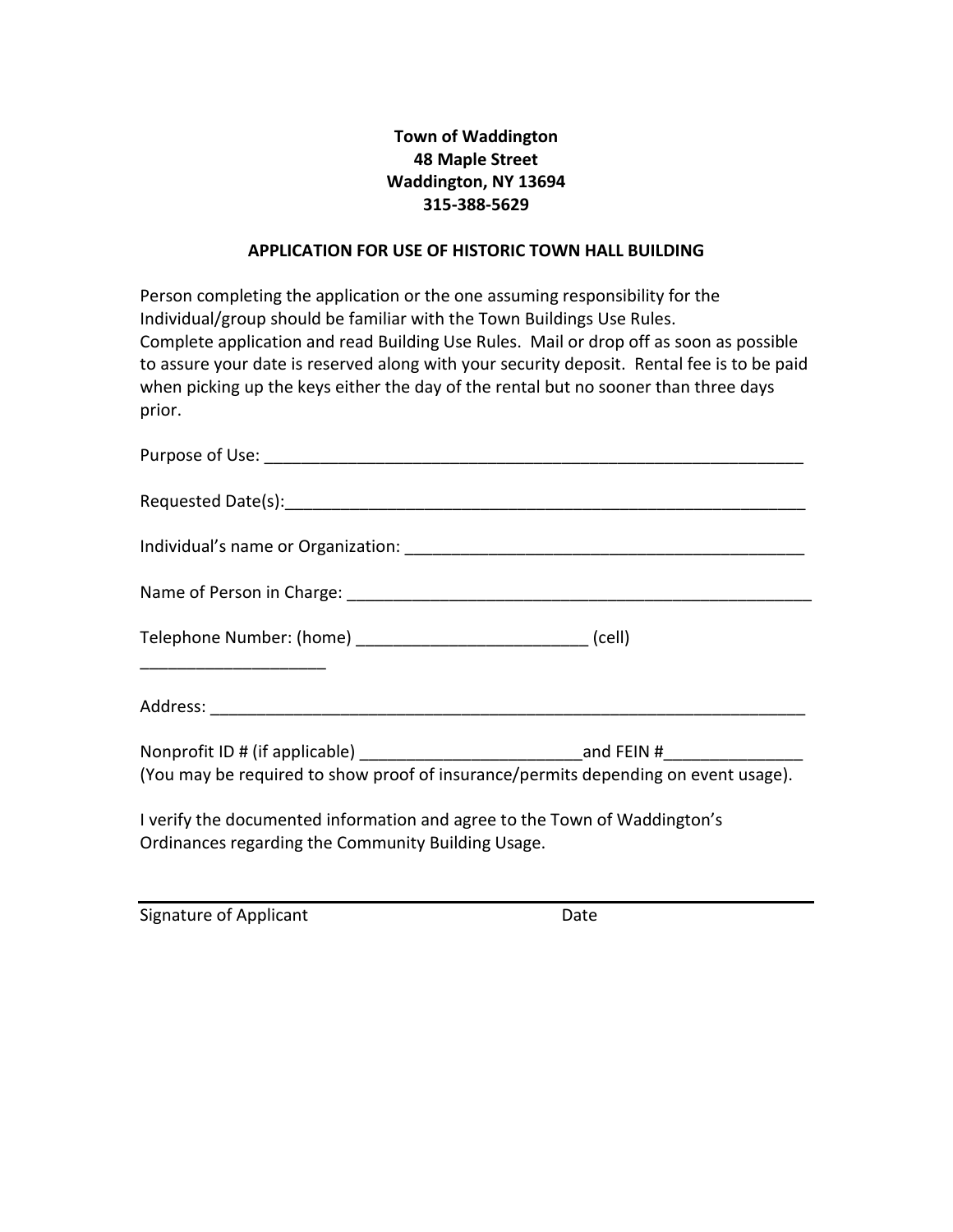**Town of Waddington**
**48 Maple Street**
**Waddington, NY 13694**
**315-388-5629**

## APPLICATION FOR USE OF HISTORIC TOWN HALL BUILDING

Person completing the application or the one assuming responsibility for the Individual/group should be familiar with the Town Buildings Use Rules. Complete application and read Building Use Rules. Mail or drop off as soon as possible to assure your date is reserved along with your security deposit. Rental fee is to be paid when picking up the keys either the day of the rental but no sooner than three days prior.

Purpose of Use: ____________________________________________________________

Requested Date(s):__________________________________________________________

Individual's name or Organization: ____________________________________________

Name of Person in Charge: __________________________________________________

Telephone Number: (home) ________________________ (cell) ___________________

Address: __________________________________________________________________

Nonprofit ID # (if applicable) ________________________and FEIN #_______________
(You may be required to show proof of insurance/permits depending on event usage).

I verify the documented information and agree to the Town of Waddington's Ordinances regarding the Community Building Usage.

_________________________________________________________________________

Signature of Applicant                                        Date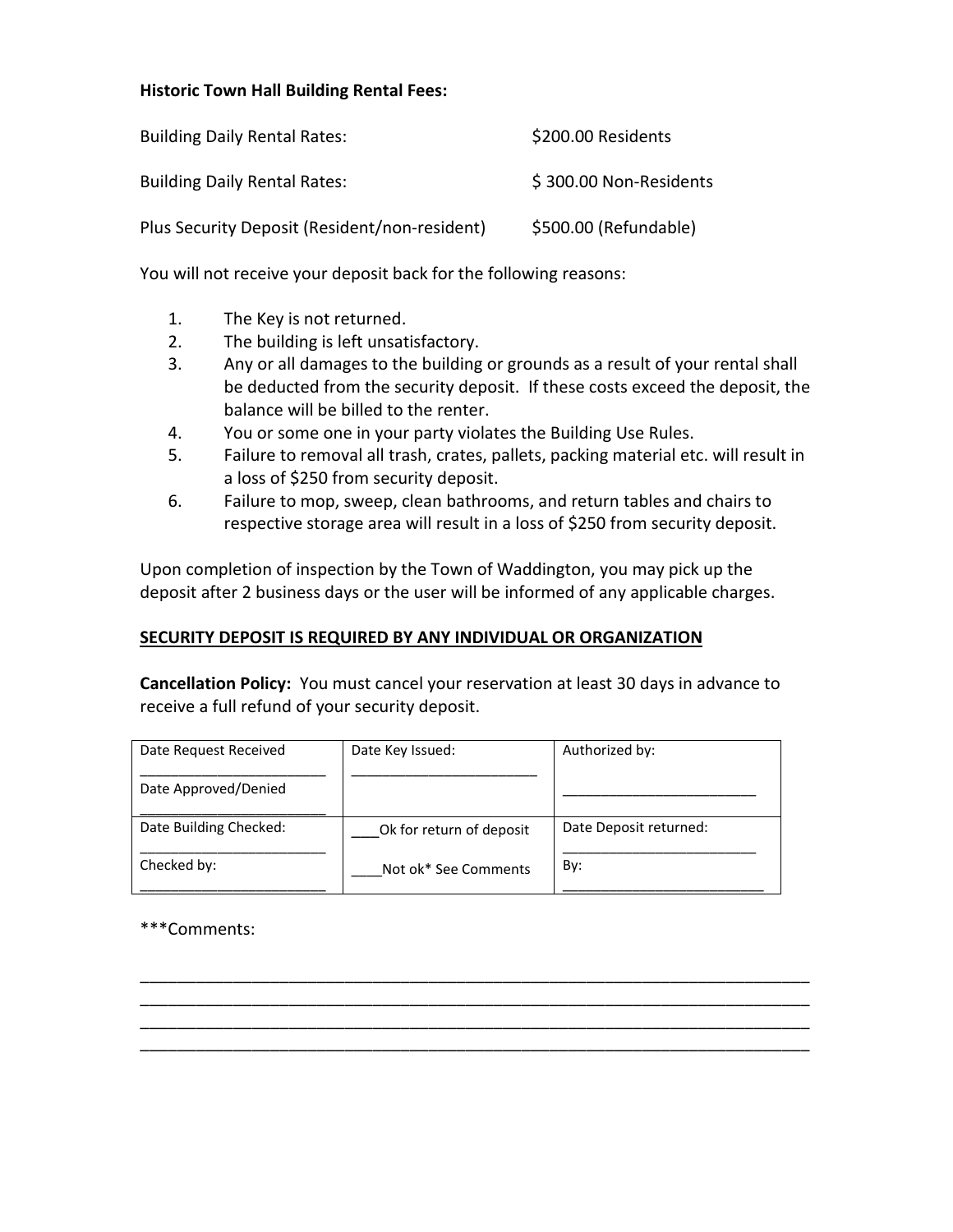**Historic Town Hall Building Rental Fees:**

| | |
|---|---|
| Building Daily Rental Rates: | $200.00 Residents |
| Building Daily Rental Rates: | $ 300.00 Non-Residents |
| Plus Security Deposit (Resident/non-resident) | $500.00 (Refundable) |

You will not receive your deposit back for the following reasons:

1. The Key is not returned.
2. The building is left unsatisfactory.
3. Any or all damages to the building or grounds as a result of your rental shall be deducted from the security deposit. If these costs exceed the deposit, the balance will be billed to the renter.
4. You or some one in your party violates the Building Use Rules.
5. Failure to removal all trash, crates, pallets, packing material etc. will result in a loss of $250 from security deposit.
6. Failure to mop, sweep, clean bathrooms, and return tables and chairs to respective storage area will result in a loss of $250 from security deposit.

Upon completion of inspection by the Town of Waddington, you may pick up the deposit after 2 business days or the user will be informed of any applicable charges.

**SECURITY DEPOSIT IS REQUIRED BY ANY INDIVIDUAL OR ORGANIZATION**

**Cancellation Policy:** You must cancel your reservation at least 30 days in advance to receive a full refund of your security deposit.

| | | |
|---|---|---|
| Date Request Received ________________________ Date Approved/Denied ________________________ | Date Key Issued: ________________________ | Authorized by: ________________________ |
| Date Building Checked: ________________________ Checked by: ________________________ | ____Ok for return of deposit ____Not ok* See Comments | Date Deposit returned: ________________________ By: ________________________ |

***Comments:

_____________________________________________________________________________
_____________________________________________________________________________
_____________________________________________________________________________
_____________________________________________________________________________